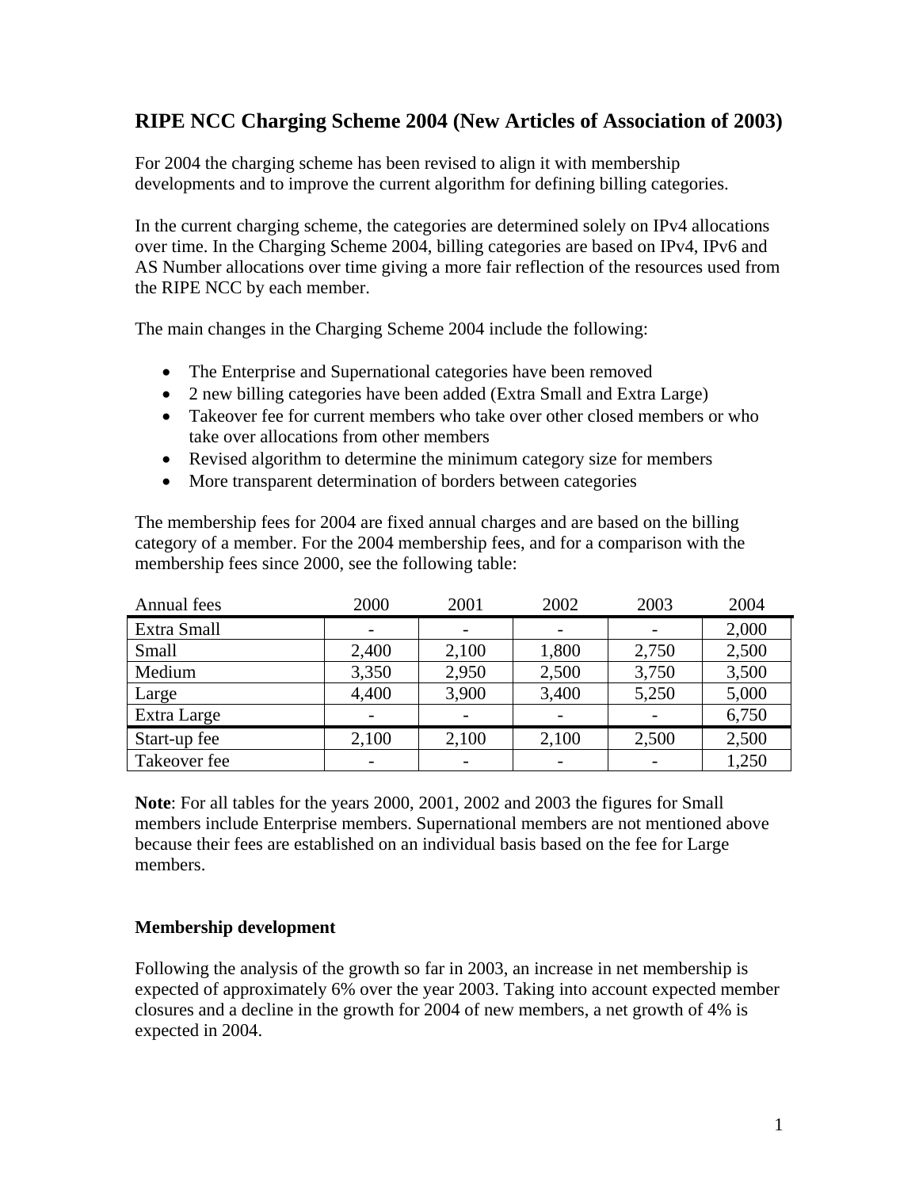# RIPE NCC Charging Scheme 2004 (New Articles of Association of 2003)

For 2004 the charging scheme has been revised to align it with membership developments and to improve the current algorithm for defining billing categories.

In the current charging scheme, the categories are determined solely on IPv4 allocations over time. In the Charging Scheme 2004, billing categories are based on IPv4, IPv6 and AS Number allocations over time giving a more fair reflection of the resources used from the RIPE NCC by each member.

The main changes in the Charging Scheme 2004 include the following:

- The Enterprise and Supernational categories have been removed
- 2 new billing categories have been added (Extra Small and Extra Large)
- Takeover fee for current members who take over other closed members or who take over allocations from other members
- Revised algorithm to determine the minimum category size for members
- More transparent determination of borders between categories

The membership fees for 2004 are fixed annual charges and are based on the billing category of a member. For the 2004 membership fees, and for a comparison with the membership fees since 2000, see the following table:

| Annual fees | 2000 | 2001 | 2002 | 2003 | 2004 |
|---|---|---|---|---|---|
| Extra Small | - | - | - | - | 2,000 |
| Small | 2,400 | 2,100 | 1,800 | 2,750 | 2,500 |
| Medium | 3,350 | 2,950 | 2,500 | 3,750 | 3,500 |
| Large | 4,400 | 3,900 | 3,400 | 5,250 | 5,000 |
| Extra Large | - | - | - | - | 6,750 |
| Start-up fee | 2,100 | 2,100 | 2,100 | 2,500 | 2,500 |
| Takeover fee | - | - | - | - | 1,250 |

**Note**: For all tables for the years 2000, 2001, 2002 and 2003 the figures for Small members include Enterprise members. Supernational members are not mentioned above because their fees are established on an individual basis based on the fee for Large members.

### Membership development

Following the analysis of the growth so far in 2003, an increase in net membership is expected of approximately 6% over the year 2003. Taking into account expected member closures and a decline in the growth for 2004 of new members, a net growth of 4% is expected in 2004.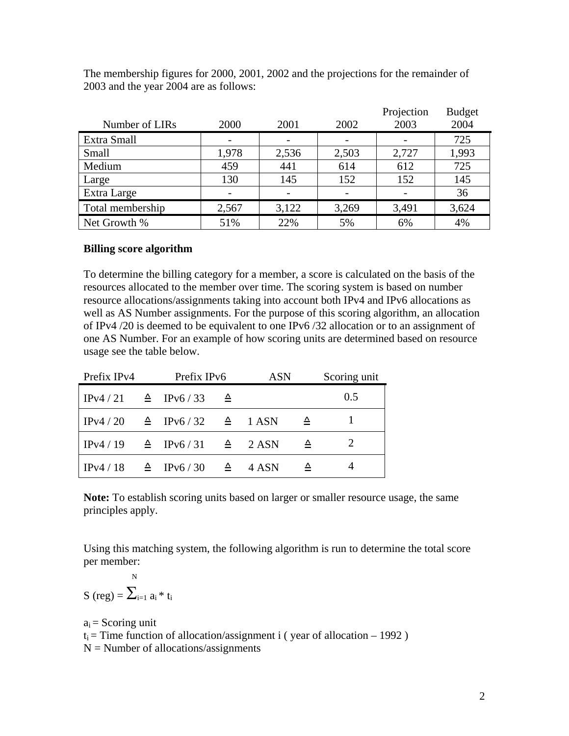The membership figures for 2000, 2001, 2002 and the projections for the remainder of 2003 and the year 2004 are as follows:

| Number of LIRs | 2000 | 2001 | 2002 | Projection 2003 | Budget 2004 |
|---|---|---|---|---|---|
| Extra Small | - | - | - | - | 725 |
| Small | 1,978 | 2,536 | 2,503 | 2,727 | 1,993 |
| Medium | 459 | 441 | 614 | 612 | 725 |
| Large | 130 | 145 | 152 | 152 | 145 |
| Extra Large | - | - | - | - | 36 |
| Total membership | 2,567 | 3,122 | 3,269 | 3,491 | 3,624 |
| Net Growth % | 51% | 22% | 5% | 6% | 4% |

**Billing score algorithm**

To determine the billing category for a member, a score is calculated on the basis of the resources allocated to the member over time. The scoring system is based on number resource allocations/assignments taking into account both IPv4 and IPv6 allocations as well as AS Number assignments. For the purpose of this scoring algorithm, an allocation of IPv4 /20 is deemed to be equivalent to one IPv6 /32 allocation or to an assignment of one AS Number. For an example of how scoring units are determined based on resource usage see the table below.

| Prefix IPv4 | | Prefix IPv6 | | ASN | | Scoring unit |
|---|---|---|---|---|---|---|
| IPv4 / 21 | ≙ | IPv6 / 33 | ≙ | | | 0.5 |
| IPv4 / 20 | ≙ | IPv6 / 32 | ≙ | 1 ASN | ≙ | 1 |
| IPv4 / 19 | ≙ | IPv6 / 31 | ≙ | 2 ASN | ≙ | 2 |
| IPv4 / 18 | ≙ | IPv6 / 30 | ≙ | 4 ASN | ≙ | 4 |

**Note:** To establish scoring units based on larger or smaller resource usage, the same principles apply.

Using this matching system, the following algorithm is run to determine the total score per member:

$$S\,(reg) = \sum_{i=1}^{N} a_i * t_i$$

$a_i$ = Scoring unit

$t_i$ = Time function of allocation/assignment i ( year of allocation – 1992 )

N = Number of allocations/assignments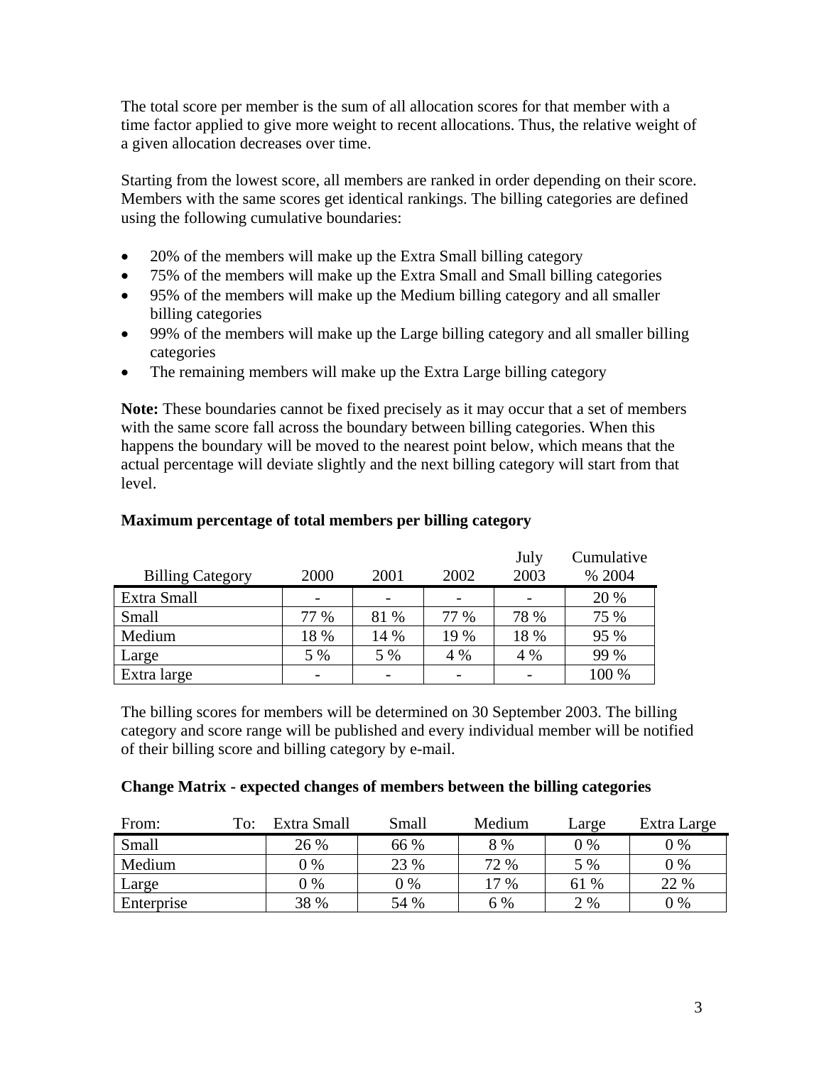The total score per member is the sum of all allocation scores for that member with a time factor applied to give more weight to recent allocations. Thus, the relative weight of a given allocation decreases over time.

Starting from the lowest score, all members are ranked in order depending on their score. Members with the same scores get identical rankings. The billing categories are defined using the following cumulative boundaries:

- 20% of the members will make up the Extra Small billing category
- 75% of the members will make up the Extra Small and Small billing categories
- 95% of the members will make up the Medium billing category and all smaller billing categories
- 99% of the members will make up the Large billing category and all smaller billing categories
- The remaining members will make up the Extra Large billing category

**Note:** These boundaries cannot be fixed precisely as it may occur that a set of members with the same score fall across the boundary between billing categories. When this happens the boundary will be moved to the nearest point below, which means that the actual percentage will deviate slightly and the next billing category will start from that level.

**Maximum percentage of total members per billing category**

| Billing Category | 2000 | 2001 | 2002 | July 2003 | Cumulative % 2004 |
|---|---|---|---|---|---|
| Extra Small | - | - | - | - | 20 % |
| Small | 77 % | 81 % | 77 % | 78 % | 75 % |
| Medium | 18 % | 14 % | 19 % | 18 % | 95 % |
| Large | 5 % | 5 % | 4 % | 4 % | 99 % |
| Extra large | - | - | - | - | 100 % |

The billing scores for members will be determined on 30 September 2003. The billing category and score range will be published and every individual member will be notified of their billing score and billing category by e-mail.

**Change Matrix - expected changes of members between the billing categories**

| From: To: | Extra Small | Small | Medium | Large | Extra Large |
|---|---|---|---|---|---|
| Small | 26 % | 66 % | 8 % | 0 % | 0 % |
| Medium | 0 % | 23 % | 72 % | 5 % | 0 % |
| Large | 0 % | 0 % | 17 % | 61 % | 22 % |
| Enterprise | 38 % | 54 % | 6 % | 2 % | 0 % |